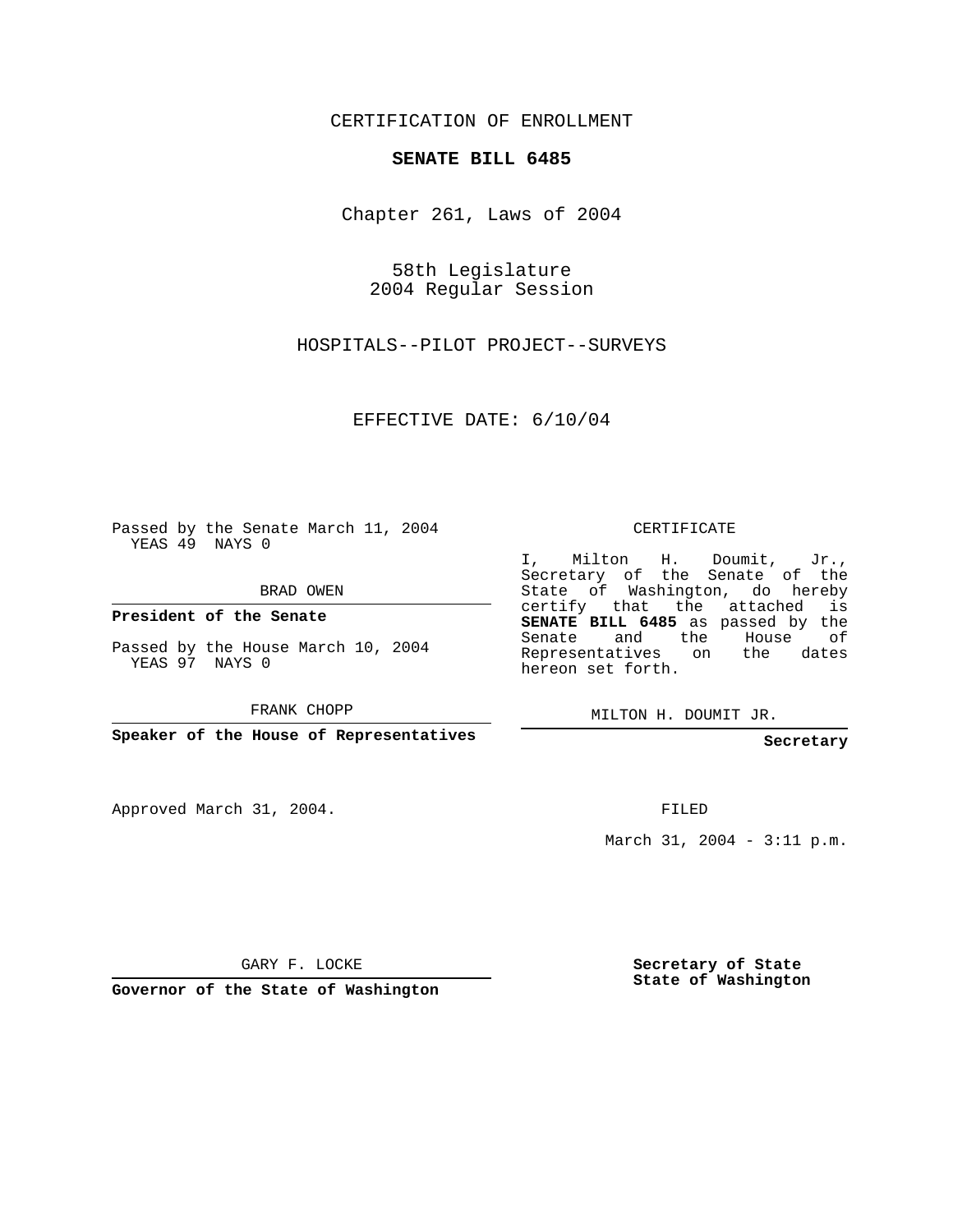CERTIFICATION OF ENROLLMENT

**SENATE BILL 6485**

Chapter 261, Laws of 2004

58th Legislature
2004 Regular Session

HOSPITALS--PILOT PROJECT--SURVEYS

EFFECTIVE DATE: 6/10/04

Passed by the Senate March 11, 2004
YEAS 49 NAYS 0

BRAD OWEN

**President of the Senate**

Passed by the House March 10, 2004
YEAS 97 NAYS 0

FRANK CHOPP

**Speaker of the House of Representatives**

CERTIFICATE

I, Milton H. Doumit, Jr., Secretary of the Senate of the State of Washington, do hereby certify that the attached is **SENATE BILL 6485** as passed by the Senate and the House of Representatives on the dates hereon set forth.

MILTON H. DOUMIT JR.

**Secretary**

Approved March 31, 2004.

FILED

March 31, 2004 - 3:11 p.m.

GARY F. LOCKE

**Governor of the State of Washington**

**Secretary of State**
**State of Washington**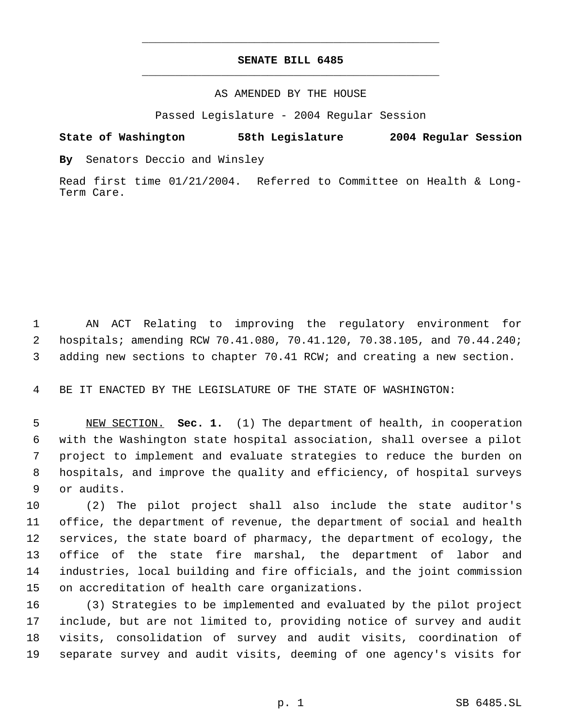# SENATE BILL 6485

AS AMENDED BY THE HOUSE

Passed Legislature - 2004 Regular Session

**State of Washington 58th Legislature 2004 Regular Session**

**By** Senators Deccio and Winsley

Read first time 01/21/2004. Referred to Committee on Health & Long-Term Care.

AN ACT Relating to improving the regulatory environment for hospitals; amending RCW 70.41.080, 70.41.120, 70.38.105, and 70.44.240; adding new sections to chapter 70.41 RCW; and creating a new section.

BE IT ENACTED BY THE LEGISLATURE OF THE STATE OF WASHINGTON:

NEW SECTION. **Sec. 1.** (1) The department of health, in cooperation with the Washington state hospital association, shall oversee a pilot project to implement and evaluate strategies to reduce the burden on hospitals, and improve the quality and efficiency, of hospital surveys or audits.

(2) The pilot project shall also include the state auditor's office, the department of revenue, the department of social and health services, the state board of pharmacy, the department of ecology, the office of the state fire marshal, the department of labor and industries, local building and fire officials, and the joint commission on accreditation of health care organizations.

(3) Strategies to be implemented and evaluated by the pilot project include, but are not limited to, providing notice of survey and audit visits, consolidation of survey and audit visits, coordination of separate survey and audit visits, deeming of one agency's visits for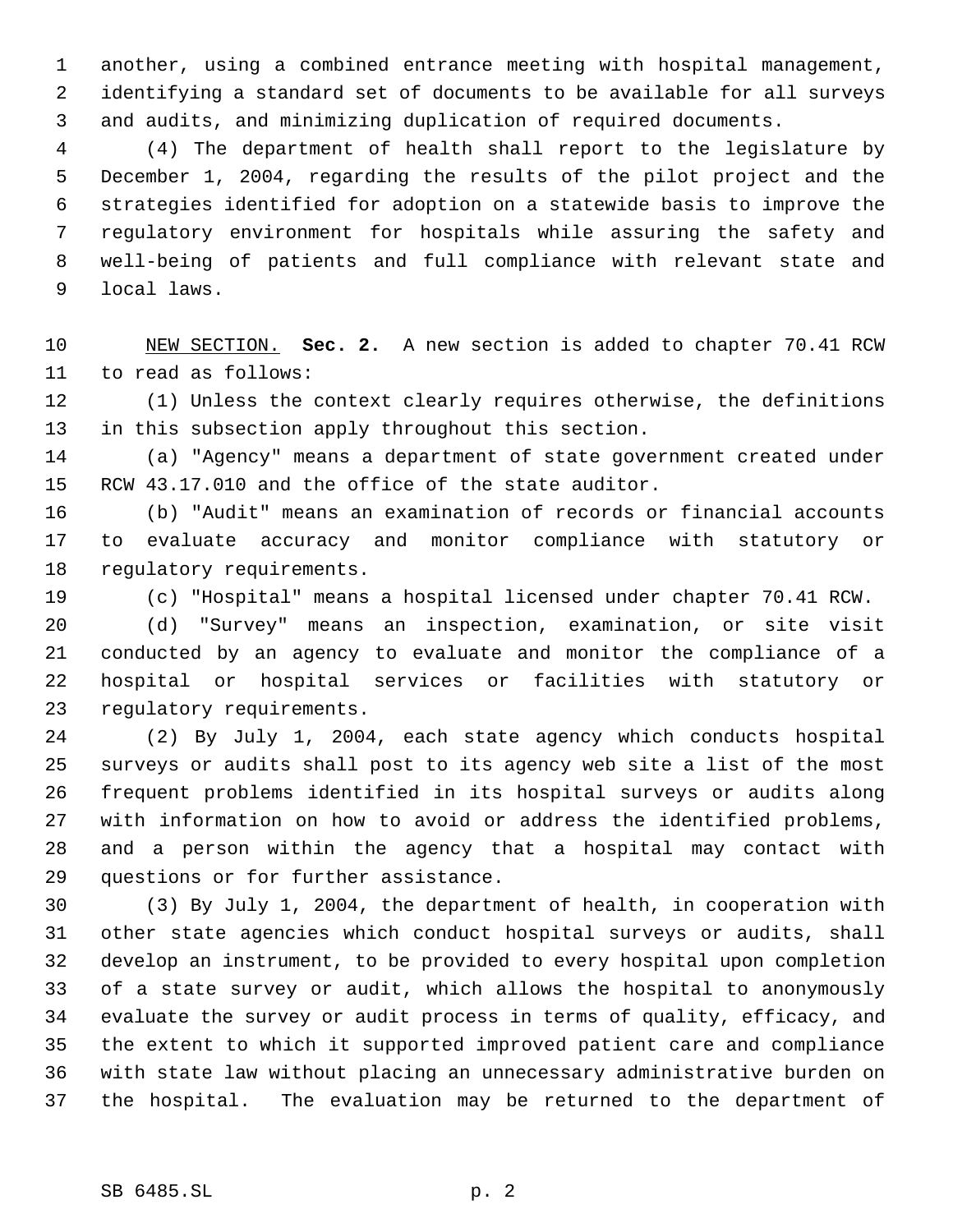another, using a combined entrance meeting with hospital management, identifying a standard set of documents to be available for all surveys and audits, and minimizing duplication of required documents.

(4) The department of health shall report to the legislature by December 1, 2004, regarding the results of the pilot project and the strategies identified for adoption on a statewide basis to improve the regulatory environment for hospitals while assuring the safety and well-being of patients and full compliance with relevant state and local laws.

NEW SECTION. **Sec. 2.** A new section is added to chapter 70.41 RCW to read as follows:

(1) Unless the context clearly requires otherwise, the definitions in this subsection apply throughout this section.

(a) "Agency" means a department of state government created under RCW 43.17.010 and the office of the state auditor.

(b) "Audit" means an examination of records or financial accounts to evaluate accuracy and monitor compliance with statutory or regulatory requirements.

(c) "Hospital" means a hospital licensed under chapter 70.41 RCW.

(d) "Survey" means an inspection, examination, or site visit conducted by an agency to evaluate and monitor the compliance of a hospital or hospital services or facilities with statutory or regulatory requirements.

(2) By July 1, 2004, each state agency which conducts hospital surveys or audits shall post to its agency web site a list of the most frequent problems identified in its hospital surveys or audits along with information on how to avoid or address the identified problems, and a person within the agency that a hospital may contact with questions or for further assistance.

(3) By July 1, 2004, the department of health, in cooperation with other state agencies which conduct hospital surveys or audits, shall develop an instrument, to be provided to every hospital upon completion of a state survey or audit, which allows the hospital to anonymously evaluate the survey or audit process in terms of quality, efficacy, and the extent to which it supported improved patient care and compliance with state law without placing an unnecessary administrative burden on the hospital. The evaluation may be returned to the department of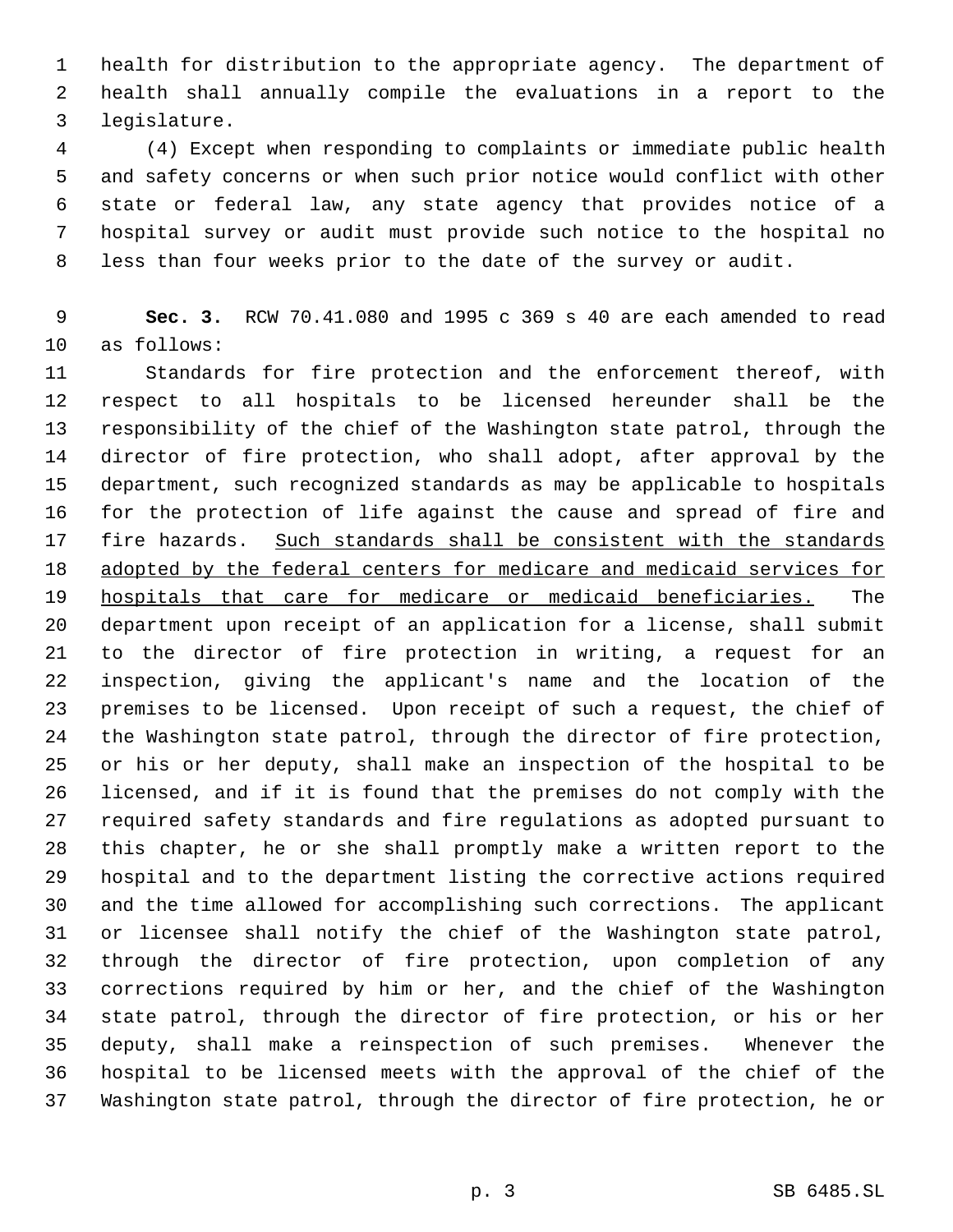health for distribution to the appropriate agency. The department of health shall annually compile the evaluations in a report to the legislature.

(4) Except when responding to complaints or immediate public health and safety concerns or when such prior notice would conflict with other state or federal law, any state agency that provides notice of a hospital survey or audit must provide such notice to the hospital no less than four weeks prior to the date of the survey or audit.

**Sec. 3.** RCW 70.41.080 and 1995 c 369 s 40 are each amended to read as follows:

Standards for fire protection and the enforcement thereof, with respect to all hospitals to be licensed hereunder shall be the responsibility of the chief of the Washington state patrol, through the director of fire protection, who shall adopt, after approval by the department, such recognized standards as may be applicable to hospitals for the protection of life against the cause and spread of fire and fire hazards. <u>Such standards shall be consistent with the standards adopted by the federal centers for medicare and medicaid services for hospitals that care for medicare or medicaid beneficiaries.</u> The department upon receipt of an application for a license, shall submit to the director of fire protection in writing, a request for an inspection, giving the applicant's name and the location of the premises to be licensed. Upon receipt of such a request, the chief of the Washington state patrol, through the director of fire protection, or his or her deputy, shall make an inspection of the hospital to be licensed, and if it is found that the premises do not comply with the required safety standards and fire regulations as adopted pursuant to this chapter, he or she shall promptly make a written report to the hospital and to the department listing the corrective actions required and the time allowed for accomplishing such corrections. The applicant or licensee shall notify the chief of the Washington state patrol, through the director of fire protection, upon completion of any corrections required by him or her, and the chief of the Washington state patrol, through the director of fire protection, or his or her deputy, shall make a reinspection of such premises. Whenever the hospital to be licensed meets with the approval of the chief of the Washington state patrol, through the director of fire protection, he or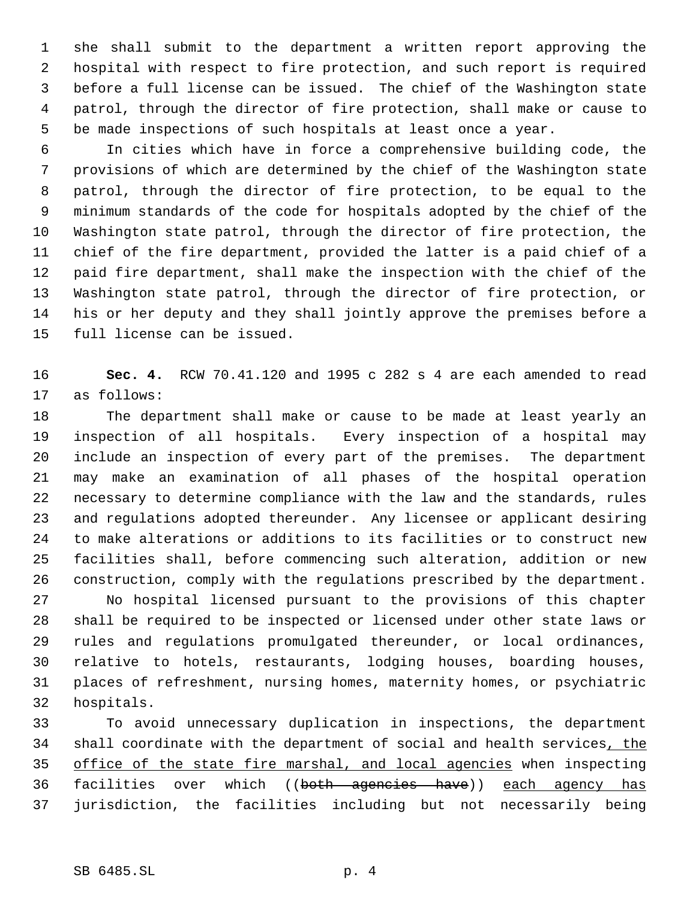she shall submit to the department a written report approving the hospital with respect to fire protection, and such report is required before a full license can be issued. The chief of the Washington state patrol, through the director of fire protection, shall make or cause to be made inspections of such hospitals at least once a year.

In cities which have in force a comprehensive building code, the provisions of which are determined by the chief of the Washington state patrol, through the director of fire protection, to be equal to the minimum standards of the code for hospitals adopted by the chief of the Washington state patrol, through the director of fire protection, the chief of the fire department, provided the latter is a paid chief of a paid fire department, shall make the inspection with the chief of the Washington state patrol, through the director of fire protection, or his or her deputy and they shall jointly approve the premises before a full license can be issued.

**Sec. 4.** RCW 70.41.120 and 1995 c 282 s 4 are each amended to read as follows:

The department shall make or cause to be made at least yearly an inspection of all hospitals. Every inspection of a hospital may include an inspection of every part of the premises. The department may make an examination of all phases of the hospital operation necessary to determine compliance with the law and the standards, rules and regulations adopted thereunder. Any licensee or applicant desiring to make alterations or additions to its facilities or to construct new facilities shall, before commencing such alteration, addition or new construction, comply with the regulations prescribed by the department.

No hospital licensed pursuant to the provisions of this chapter shall be required to be inspected or licensed under other state laws or rules and regulations promulgated thereunder, or local ordinances, relative to hotels, restaurants, lodging houses, boarding houses, places of refreshment, nursing homes, maternity homes, or psychiatric hospitals.

To avoid unnecessary duplication in inspections, the department shall coordinate with the department of social and health services<u>, the office of the state fire marshal, and local agencies</u> when inspecting facilities over which ((~~both agencies have~~)) <u>each agency has</u> jurisdiction, the facilities including but not necessarily being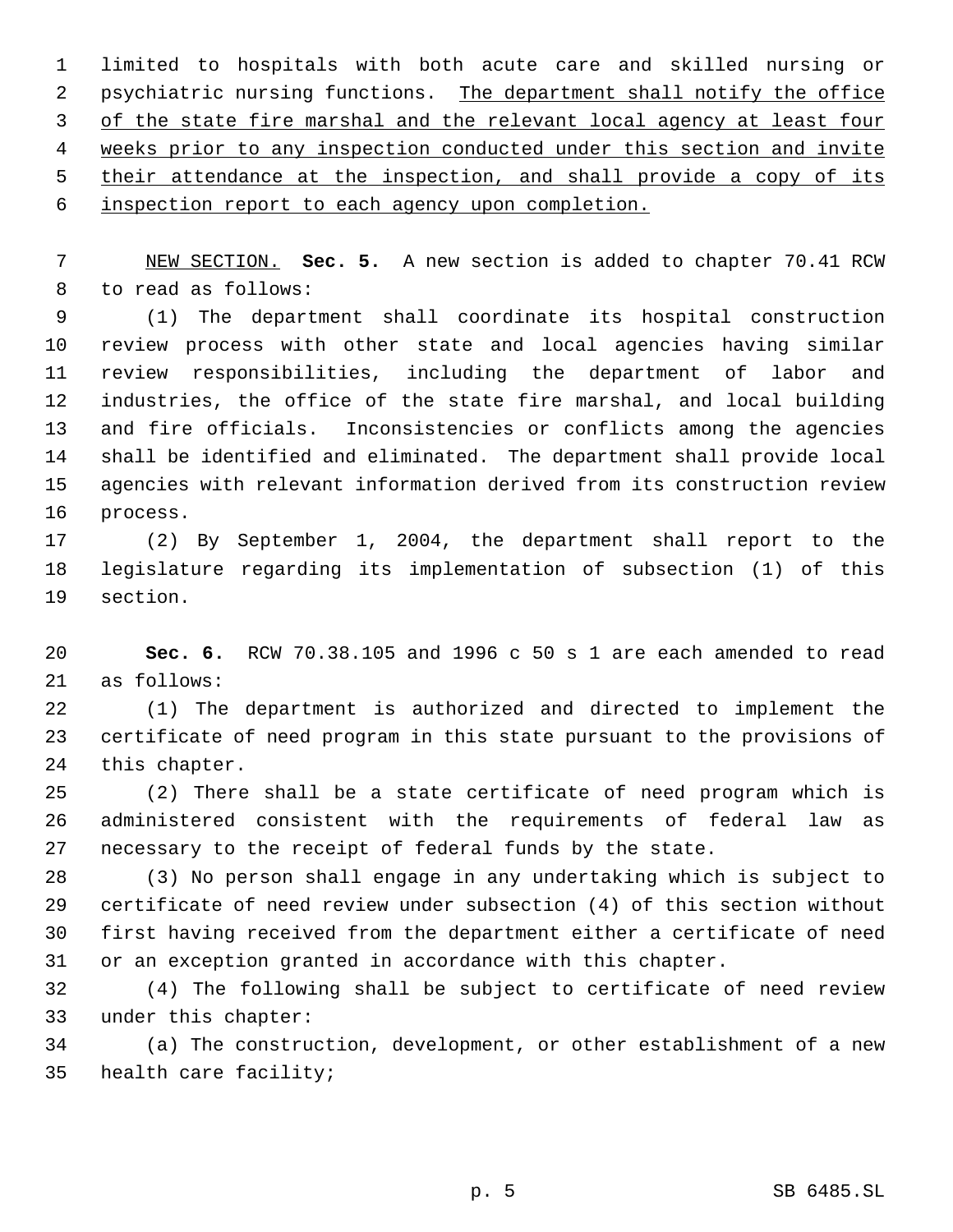limited to hospitals with both acute care and skilled nursing or psychiatric nursing functions. <u>The department shall notify the office of the state fire marshal and the relevant local agency at least four weeks prior to any inspection conducted under this section and invite their attendance at the inspection, and shall provide a copy of its inspection report to each agency upon completion.</u>

<u>NEW SECTION.</u> **Sec. 5.** A new section is added to chapter 70.41 RCW to read as follows:

(1) The department shall coordinate its hospital construction review process with other state and local agencies having similar review responsibilities, including the department of labor and industries, the office of the state fire marshal, and local building and fire officials. Inconsistencies or conflicts among the agencies shall be identified and eliminated. The department shall provide local agencies with relevant information derived from its construction review process.

(2) By September 1, 2004, the department shall report to the legislature regarding its implementation of subsection (1) of this section.

**Sec. 6.** RCW 70.38.105 and 1996 c 50 s 1 are each amended to read as follows:

(1) The department is authorized and directed to implement the certificate of need program in this state pursuant to the provisions of this chapter.

(2) There shall be a state certificate of need program which is administered consistent with the requirements of federal law as necessary to the receipt of federal funds by the state.

(3) No person shall engage in any undertaking which is subject to certificate of need review under subsection (4) of this section without first having received from the department either a certificate of need or an exception granted in accordance with this chapter.

(4) The following shall be subject to certificate of need review under this chapter:

(a) The construction, development, or other establishment of a new health care facility;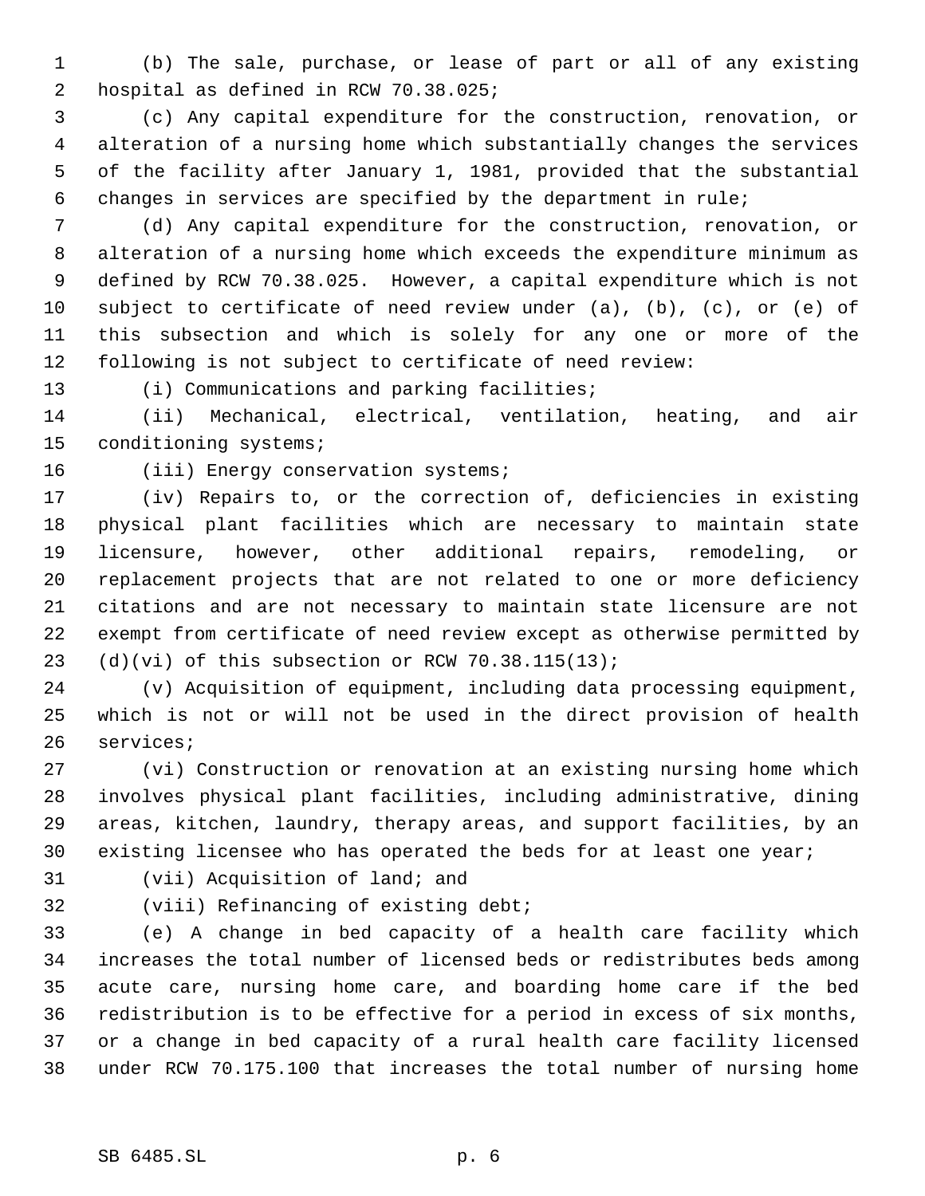(b) The sale, purchase, or lease of part or all of any existing hospital as defined in RCW 70.38.025;

(c) Any capital expenditure for the construction, renovation, or alteration of a nursing home which substantially changes the services of the facility after January 1, 1981, provided that the substantial changes in services are specified by the department in rule;

(d) Any capital expenditure for the construction, renovation, or alteration of a nursing home which exceeds the expenditure minimum as defined by RCW 70.38.025. However, a capital expenditure which is not subject to certificate of need review under (a), (b), (c), or (e) of this subsection and which is solely for any one or more of the following is not subject to certificate of need review:

(i) Communications and parking facilities;

(ii) Mechanical, electrical, ventilation, heating, and air conditioning systems;

(iii) Energy conservation systems;

(iv) Repairs to, or the correction of, deficiencies in existing physical plant facilities which are necessary to maintain state licensure, however, other additional repairs, remodeling, or replacement projects that are not related to one or more deficiency citations and are not necessary to maintain state licensure are not exempt from certificate of need review except as otherwise permitted by (d)(vi) of this subsection or RCW 70.38.115(13);

(v) Acquisition of equipment, including data processing equipment, which is not or will not be used in the direct provision of health services;

(vi) Construction or renovation at an existing nursing home which involves physical plant facilities, including administrative, dining areas, kitchen, laundry, therapy areas, and support facilities, by an existing licensee who has operated the beds for at least one year;

(vii) Acquisition of land; and

(viii) Refinancing of existing debt;

(e) A change in bed capacity of a health care facility which increases the total number of licensed beds or redistributes beds among acute care, nursing home care, and boarding home care if the bed redistribution is to be effective for a period in excess of six months, or a change in bed capacity of a rural health care facility licensed under RCW 70.175.100 that increases the total number of nursing home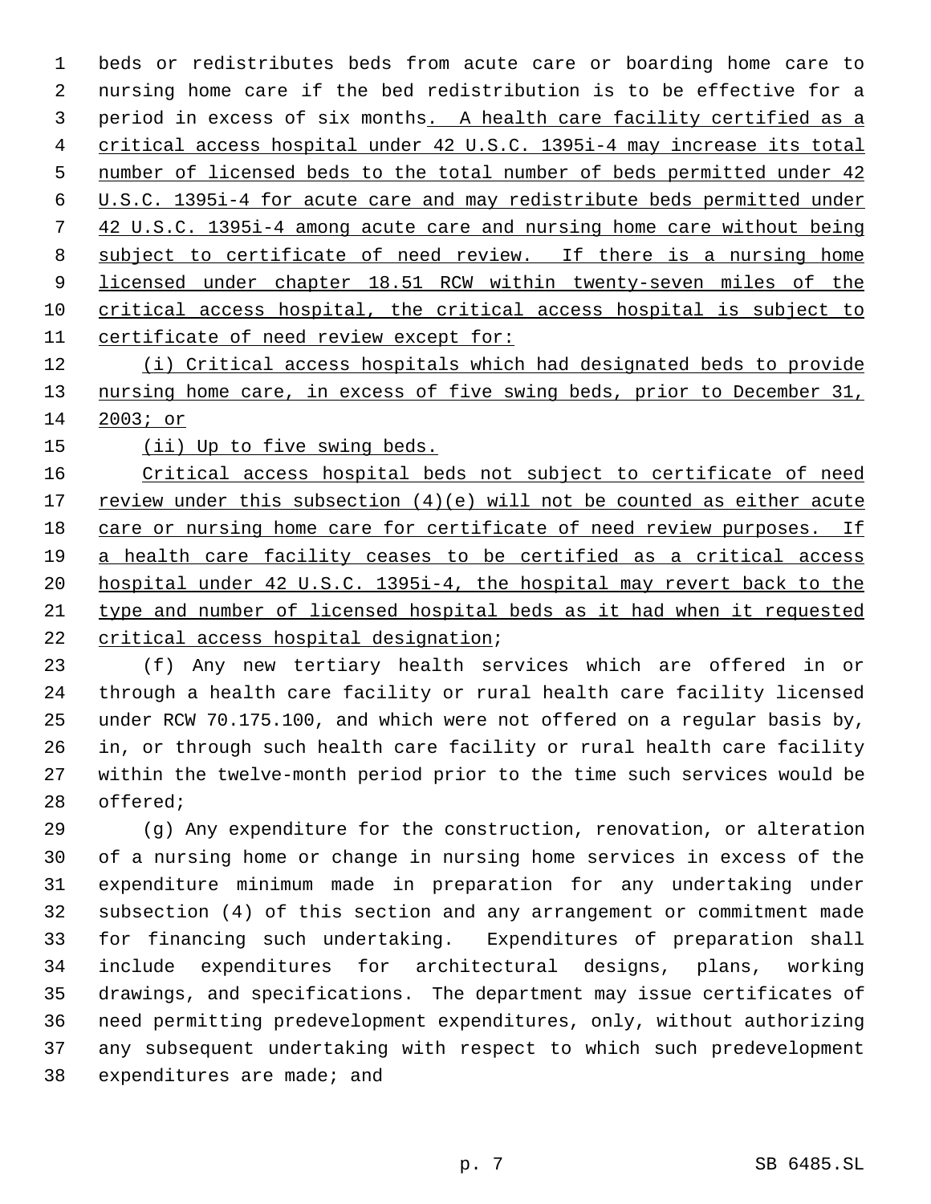beds or redistributes beds from acute care or boarding home care to nursing home care if the bed redistribution is to be effective for a period in excess of six months. A health care facility certified as a critical access hospital under 42 U.S.C. 1395i-4 may increase its total number of licensed beds to the total number of beds permitted under 42 U.S.C. 1395i-4 for acute care and may redistribute beds permitted under 42 U.S.C. 1395i-4 among acute care and nursing home care without being subject to certificate of need review. If there is a nursing home licensed under chapter 18.51 RCW within twenty-seven miles of the critical access hospital, the critical access hospital is subject to certificate of need review except for:

(i) Critical access hospitals which had designated beds to provide nursing home care, in excess of five swing beds, prior to December 31, 2003; or

(ii) Up to five swing beds.

Critical access hospital beds not subject to certificate of need review under this subsection (4)(e) will not be counted as either acute care or nursing home care for certificate of need review purposes. If a health care facility ceases to be certified as a critical access hospital under 42 U.S.C. 1395i-4, the hospital may revert back to the type and number of licensed hospital beds as it had when it requested critical access hospital designation;

(f) Any new tertiary health services which are offered in or through a health care facility or rural health care facility licensed under RCW 70.175.100, and which were not offered on a regular basis by, in, or through such health care facility or rural health care facility within the twelve-month period prior to the time such services would be offered;

(g) Any expenditure for the construction, renovation, or alteration of a nursing home or change in nursing home services in excess of the expenditure minimum made in preparation for any undertaking under subsection (4) of this section and any arrangement or commitment made for financing such undertaking. Expenditures of preparation shall include expenditures for architectural designs, plans, working drawings, and specifications. The department may issue certificates of need permitting predevelopment expenditures, only, without authorizing any subsequent undertaking with respect to which such predevelopment expenditures are made; and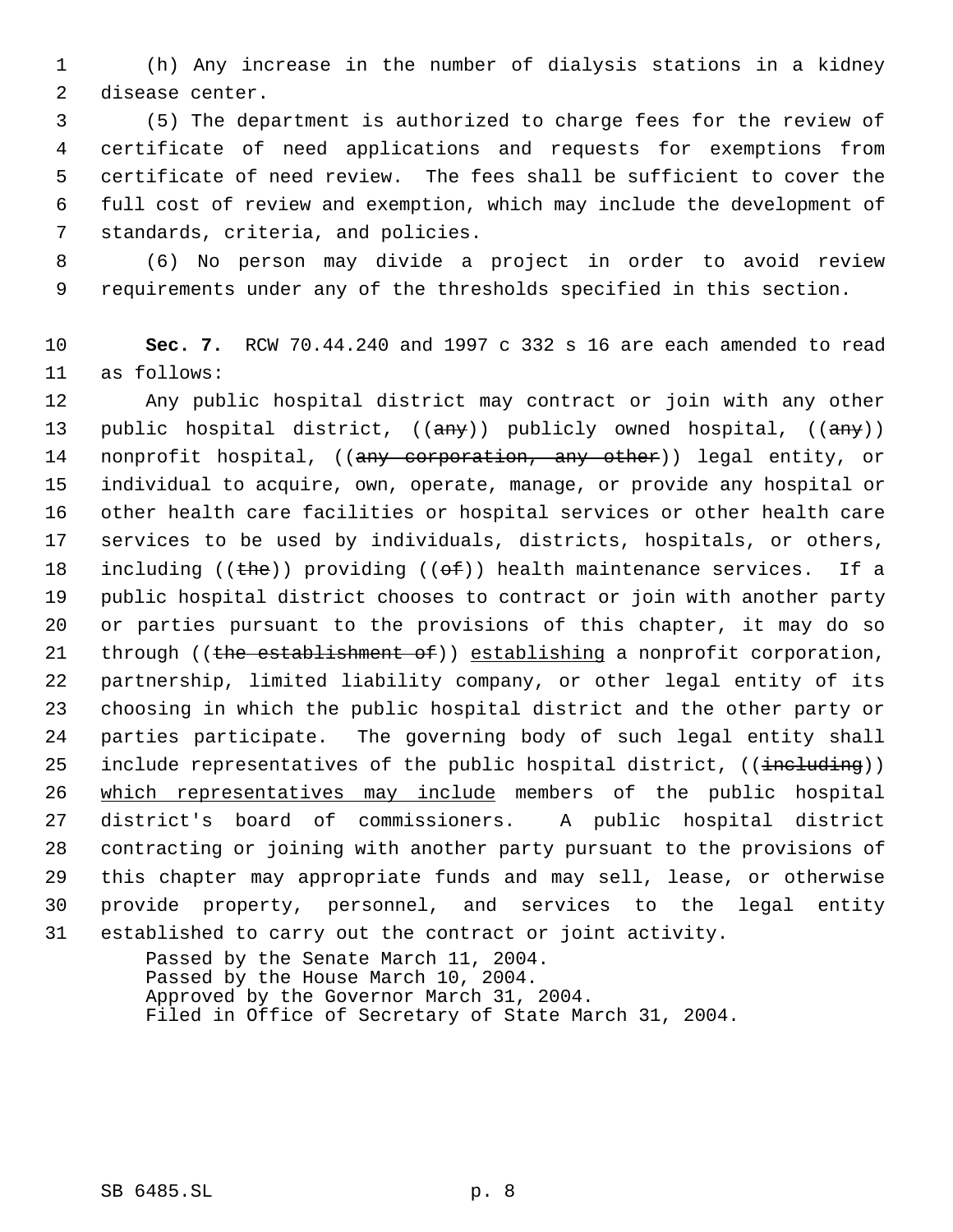(h) Any increase in the number of dialysis stations in a kidney disease center.

(5) The department is authorized to charge fees for the review of certificate of need applications and requests for exemptions from certificate of need review. The fees shall be sufficient to cover the full cost of review and exemption, which may include the development of standards, criteria, and policies.

(6) No person may divide a project in order to avoid review requirements under any of the thresholds specified in this section.

**Sec. 7.** RCW 70.44.240 and 1997 c 332 s 16 are each amended to read as follows:

Any public hospital district may contract or join with any other public hospital district, ((~~any~~)) publicly owned hospital, ((~~any~~)) nonprofit hospital, ((~~any corporation, any other~~)) legal entity, or individual to acquire, own, operate, manage, or provide any hospital or other health care facilities or hospital services or other health care services to be used by individuals, districts, hospitals, or others, including ((~~the~~)) providing ((~~of~~)) health maintenance services. If a public hospital district chooses to contract or join with another party or parties pursuant to the provisions of this chapter, it may do so through ((~~the establishment of~~)) <u>establishing</u> a nonprofit corporation, partnership, limited liability company, or other legal entity of its choosing in which the public hospital district and the other party or parties participate. The governing body of such legal entity shall include representatives of the public hospital district, ((~~including~~)) <u>which representatives may include</u> members of the public hospital district's board of commissioners. A public hospital district contracting or joining with another party pursuant to the provisions of this chapter may appropriate funds and may sell, lease, or otherwise provide property, personnel, and services to the legal entity established to carry out the contract or joint activity.

Passed by the Senate March 11, 2004.
Passed by the House March 10, 2004.
Approved by the Governor March 31, 2004.
Filed in Office of Secretary of State March 31, 2004.